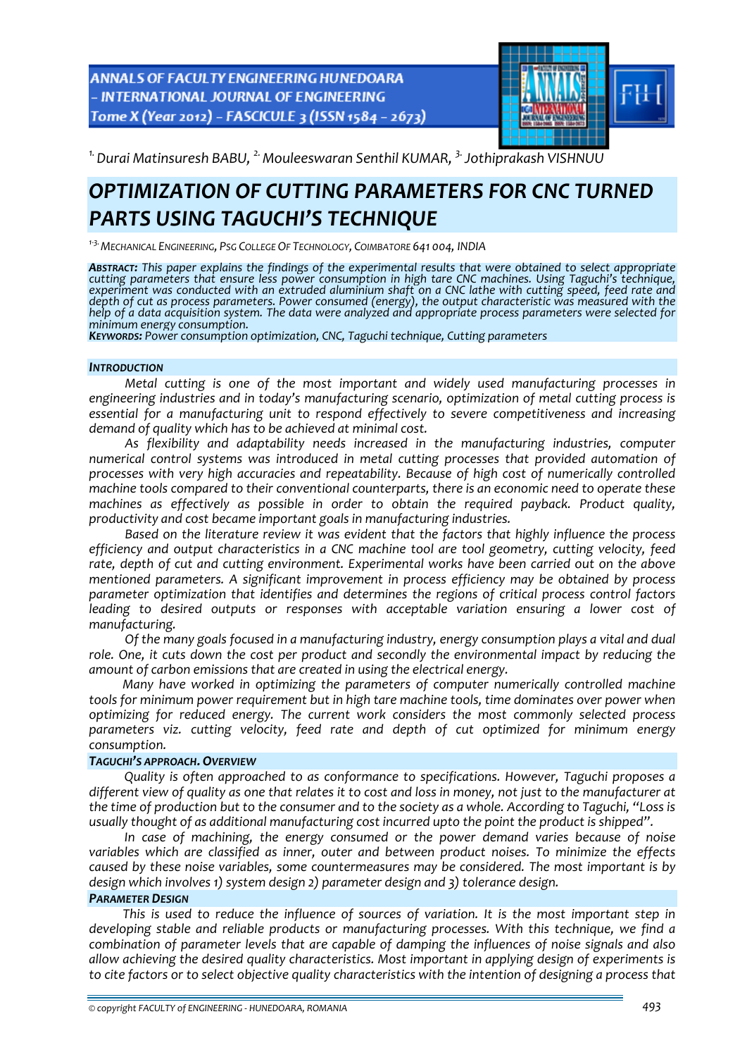[1.] Durai Matinsuresh BABU, [2.] Mouleeswaran Senthil KUMAR, [3.] Jothiprakash VISHNUU

# OPTIMIZATION OF CUTTING PARAMETERS FOR CNC TURNED PARTS USING TAGUCHI'S TECHNIQUE

[1-3.] MECHANICAL ENGINEERING, PSG COLLEGE OF TECHNOLOGY, COIMBATORE 641 004, INDIA

***ABSTRACT:*** *This paper explains the findings of the experimental results that were obtained to select appropriate cutting parameters that ensure less power consumption in high tare CNC machines. Using Taguchi's technique, experiment was conducted with an extruded aluminium shaft on a CNC lathe with cutting speed, feed rate and depth of cut as process parameters. Power consumed (energy), the output characteristic was measured with the help of a data acquisition system. The data were analyzed and appropriate process parameters were selected for minimum energy consumption.*

***KEYWORDS:*** *Power consumption optimization, CNC, Taguchi technique, Cutting parameters*

## INTRODUCTION

*Metal cutting is one of the most important and widely used manufacturing processes in engineering industries and in today's manufacturing scenario, optimization of metal cutting process is essential for a manufacturing unit to respond effectively to severe competitiveness and increasing demand of quality which has to be achieved at minimal cost.*

*As flexibility and adaptability needs increased in the manufacturing industries, computer numerical control systems was introduced in metal cutting processes that provided automation of processes with very high accuracies and repeatability. Because of high cost of numerically controlled machine tools compared to their conventional counterparts, there is an economic need to operate these machines as effectively as possible in order to obtain the required payback. Product quality, productivity and cost became important goals in manufacturing industries.*

*Based on the literature review it was evident that the factors that highly influence the process efficiency and output characteristics in a CNC machine tool are tool geometry, cutting velocity, feed rate, depth of cut and cutting environment. Experimental works have been carried out on the above mentioned parameters. A significant improvement in process efficiency may be obtained by process parameter optimization that identifies and determines the regions of critical process control factors leading to desired outputs or responses with acceptable variation ensuring a lower cost of manufacturing.*

*Of the many goals focused in a manufacturing industry, energy consumption plays a vital and dual role. One, it cuts down the cost per product and secondly the environmental impact by reducing the amount of carbon emissions that are created in using the electrical energy.*

*Many have worked in optimizing the parameters of computer numerically controlled machine tools for minimum power requirement but in high tare machine tools, time dominates over power when optimizing for reduced energy. The current work considers the most commonly selected process parameters viz. cutting velocity, feed rate and depth of cut optimized for minimum energy consumption.*

## TAGUCHI'S APPROACH. OVERVIEW

*Quality is often approached to as conformance to specifications. However, Taguchi proposes a different view of quality as one that relates it to cost and loss in money, not just to the manufacturer at the time of production but to the consumer and to the society as a whole. According to Taguchi, "Loss is usually thought of as additional manufacturing cost incurred upto the point the product is shipped".*

*In case of machining, the energy consumed or the power demand varies because of noise variables which are classified as inner, outer and between product noises. To minimize the effects caused by these noise variables, some countermeasures may be considered. The most important is by design which involves 1) system design 2) parameter design and 3) tolerance design.*

## PARAMETER DESIGN

*This is used to reduce the influence of sources of variation. It is the most important step in developing stable and reliable products or manufacturing processes. With this technique, we find a combination of parameter levels that are capable of damping the influences of noise signals and also allow achieving the desired quality characteristics. Most important in applying design of experiments is to cite factors or to select objective quality characteristics with the intention of designing a process that*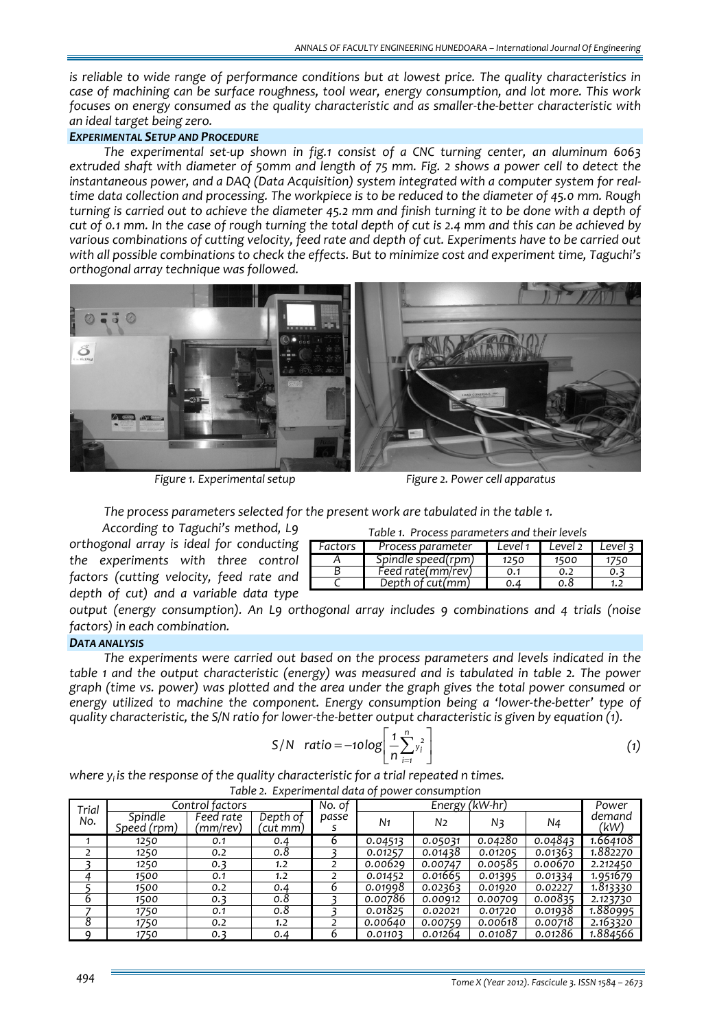*is reliable to wide range of performance conditions but at lowest price. The quality characteristics in case of machining can be surface roughness, tool wear, energy consumption, and lot more. This work focuses on energy consumed as the quality characteristic and as smaller-the-better characteristic with an ideal target being zero.*

### *EXPERIMENTAL SETUP AND PROCEDURE*

*The experimental set-up shown in fig.1 consist of a CNC turning center, an aluminum 6063 extruded shaft with diameter of 50mm and length of 75 mm. Fig. 2 shows a power cell to detect the instantaneous power, and a DAQ (Data Acquisition) system integrated with a computer system for real-time data collection and processing. The workpiece is to be reduced to the diameter of 45.0 mm. Rough turning is carried out to achieve the diameter 45.2 mm and finish turning it to be done with a depth of cut of 0.1 mm. In the case of rough turning the total depth of cut is 2.4 mm and this can be achieved by various combinations of cutting velocity, feed rate and depth of cut. Experiments have to be carried out with all possible combinations to check the effects. But to minimize cost and experiment time, Taguchi's orthogonal array technique was followed.*

*Figure 1. Experimental setup*

*Figure 2. Power cell apparatus*

*The process parameters selected for the present work are tabulated in the table 1.*

*According to Taguchi's method, L9 orthogonal array is ideal for conducting the experiments with three control factors (cutting velocity, feed rate and depth of cut) and a variable data type output (energy consumption). An L9 orthogonal array includes 9 combinations and 4 trials (noise factors) in each combination.*

*Table 1. Process parameters and their levels*

| Factors | Process parameter | Level 1 | Level 2 | Level 3 |
|---|---|---|---|---|
| A | Spindle speed(rpm) | 1250 | 1500 | 1750 |
| B | Feed rate(mm/rev) | 0.1 | 0.2 | 0.3 |
| C | Depth of cut(mm) | 0.4 | 0.8 | 1.2 |

### *DATA ANALYSIS*

*The experiments were carried out based on the process parameters and levels indicated in the table 1 and the output characteristic (energy) was measured and is tabulated in table 2. The power graph (time vs. power) was plotted and the area under the graph gives the total power consumed or energy utilized to machine the component. Energy consumption being a 'lower-the-better' type of quality characteristic, the S/N ratio for lower-the-better output characteristic is given by equation (1).*

$$S/N \quad ratio = -10\log\left[\frac{1}{n}\sum_{i=1}^{n} y_i^2\right] \tag{1}$$

*where $y_i$ is the response of the quality characteristic for a trial repeated n times.*

*Table 2. Experimental data of power consumption*

| Trial No. | Control factors | | | No. of passes | Energy (kW-hr) | | | | Power demand (kW) |
|---|---|---|---|---|---|---|---|---|---|
| | Spindle Speed (rpm) | Feed rate (mm/rev) | Depth of (cut mm) | | N1 | N2 | N3 | N4 | |
| 1 | 1250 | 0.1 | 0.4 | 6 | 0.04513 | 0.05031 | 0.04280 | 0.04843 | 1.664108 |
| 2 | 1250 | 0.2 | 0.8 | 3 | 0.01257 | 0.01438 | 0.01205 | 0.01363 | 1.882270 |
| 3 | 1250 | 0.3 | 1.2 | 2 | 0.00629 | 0.00747 | 0.00585 | 0.00670 | 2.212450 |
| 4 | 1500 | 0.1 | 1.2 | 2 | 0.01452 | 0.01665 | 0.01395 | 0.01334 | 1.951679 |
| 5 | 1500 | 0.2 | 0.4 | 6 | 0.01998 | 0.02363 | 0.01920 | 0.02227 | 1.813330 |
| 6 | 1500 | 0.3 | 0.8 | 3 | 0.00786 | 0.00912 | 0.00709 | 0.00835 | 2.123730 |
| 7 | 1750 | 0.1 | 0.8 | 3 | 0.01825 | 0.02021 | 0.01720 | 0.01938 | 1.880995 |
| 8 | 1750 | 0.2 | 1.2 | 2 | 0.00640 | 0.00759 | 0.00618 | 0.00718 | 2.163320 |
| 9 | 1750 | 0.3 | 0.4 | 6 | 0.01103 | 0.01264 | 0.01087 | 0.01286 | 1.884566 |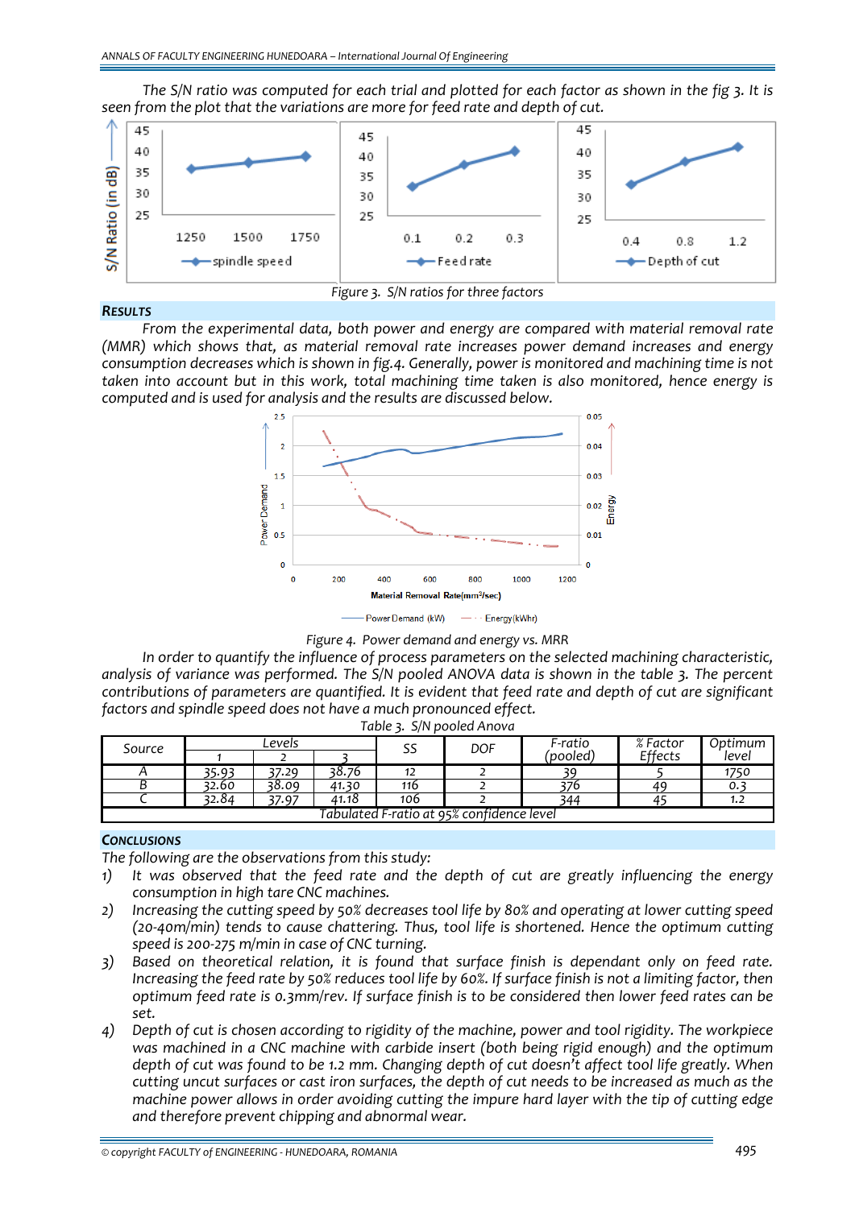*The S/N ratio was computed for each trial and plotted for each factor as shown in the fig 3. It is seen from the plot that the variations are more for feed rate and depth of cut.*

Figure 3. S/N ratios for three factors

## RESULTS

*From the experimental data, both power and energy are compared with material removal rate (MMR) which shows that, as material removal rate increases power demand increases and energy consumption decreases which is shown in fig.4. Generally, power is monitored and machining time is not taken into account but in this work, total machining time taken is also monitored, hence energy is computed and is used for analysis and the results are discussed below.*

Figure 4. Power demand and energy vs. MRR

*In order to quantify the influence of process parameters on the selected machining characteristic, analysis of variance was performed. The S/N pooled ANOVA data is shown in the table 3. The percent contributions of parameters are quantified. It is evident that feed rate and depth of cut are significant factors and spindle speed does not have a much pronounced effect.*

Table 3. S/N pooled Anova

| Source | Levels | | | SS | DOF | F-ratio (pooled) | % Factor Effects | Optimum level |
|---|---|---|---|---|---|---|---|---|
| | 1 | 2 | 3 | | | | | |
| A | 35.93 | 37.29 | 38.76 | 12 | 2 | 39 | 5 | 1750 |
| B | 32.60 | 38.09 | 41.30 | 116 | 2 | 376 | 49 | 0.3 |
| C | 32.84 | 37.97 | 41.18 | 106 | 2 | 344 | 45 | 1.2 |
| Tabulated F-ratio at 95% confidence level | | | | | | | | |

## CONCLUSIONS

*The following are the observations from this study:*

1) *It was observed that the feed rate and the depth of cut are greatly influencing the energy consumption in high tare CNC machines.*
2) *Increasing the cutting speed by 50% decreases tool life by 80% and operating at lower cutting speed (20-40m/min) tends to cause chattering. Thus, tool life is shortened. Hence the optimum cutting speed is 200-275 m/min in case of CNC turning.*
3) *Based on theoretical relation, it is found that surface finish is dependant only on feed rate. Increasing the feed rate by 50% reduces tool life by 60%. If surface finish is not a limiting factor, then optimum feed rate is 0.3mm/rev. If surface finish is to be considered then lower feed rates can be set.*
4) *Depth of cut is chosen according to rigidity of the machine, power and tool rigidity. The workpiece was machined in a CNC machine with carbide insert (both being rigid enough) and the optimum depth of cut was found to be 1.2 mm. Changing depth of cut doesn't affect tool life greatly. When cutting uncut surfaces or cast iron surfaces, the depth of cut needs to be increased as much as the machine power allows in order avoiding cutting the impure hard layer with the tip of cutting edge and therefore prevent chipping and abnormal wear.*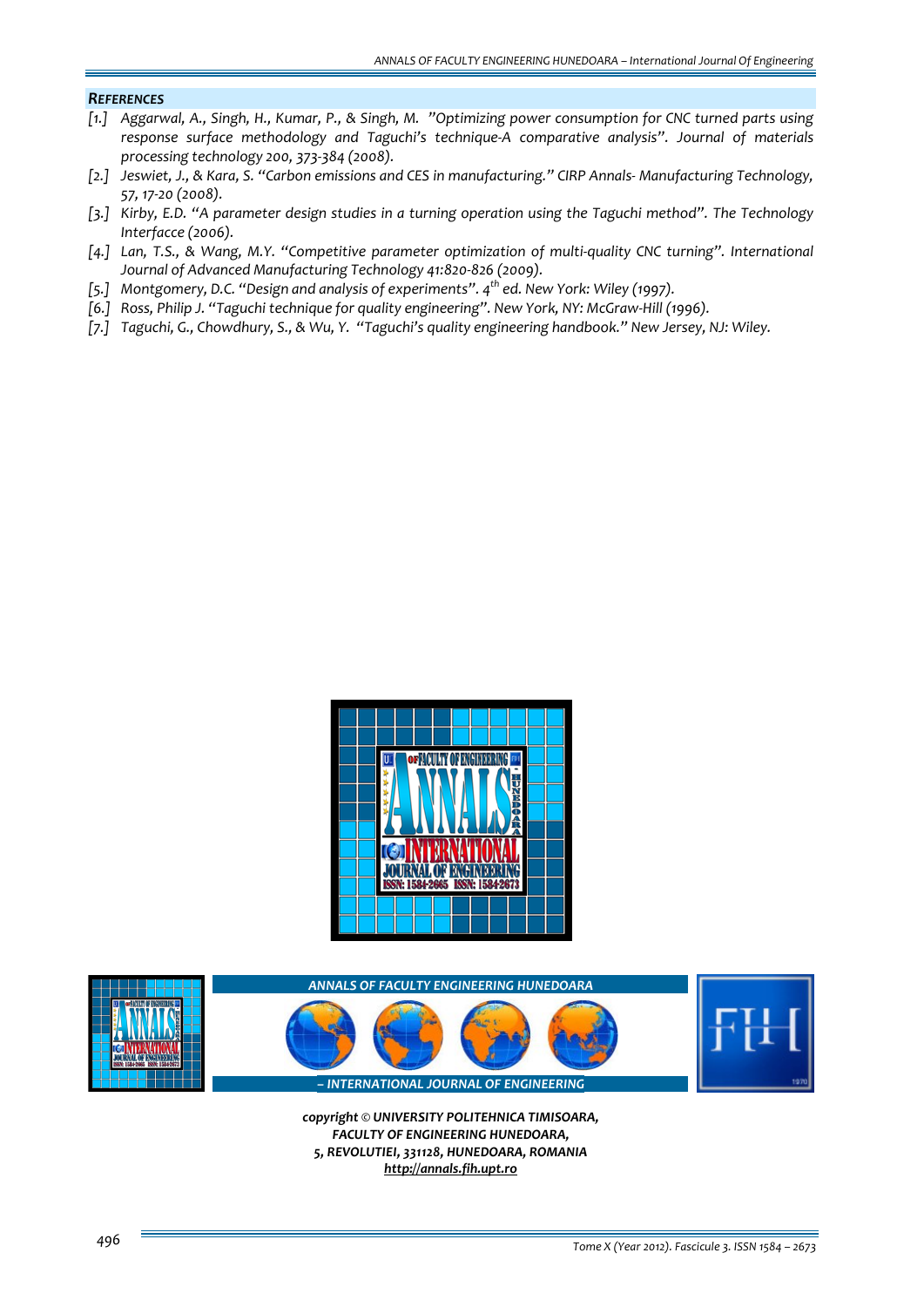## REFERENCES

[1.] Aggarwal, A., Singh, H., Kumar, P., & Singh, M. "Optimizing power consumption for CNC turned parts using response surface methodology and Taguchi's technique-A comparative analysis". Journal of materials processing technology 200, 373-384 (2008).

[2.] Jeswiet, J., & Kara, S. "Carbon emissions and CES in manufacturing." CIRP Annals- Manufacturing Technology, 57, 17-20 (2008).

[3.] Kirby, E.D. "A parameter design studies in a turning operation using the Taguchi method". The Technology Interfacce (2006).

[4.] Lan, T.S., & Wang, M.Y. "Competitive parameter optimization of multi-quality CNC turning". International Journal of Advanced Manufacturing Technology 41:820-826 (2009).

[5.] Montgomery, D.C. "Design and analysis of experiments". $4^{th}$ ed. New York: Wiley (1997).

[6.] Ross, Philip J. "Taguchi technique for quality engineering". New York, NY: McGraw-Hill (1996).

[7.] Taguchi, G., Chowdhury, S., & Wu, Y. "Taguchi's quality engineering handbook." New Jersey, NJ: Wiley.

ANNALS OF FACULTY ENGINEERING HUNEDOARA

– INTERNATIONAL JOURNAL OF ENGINEERING

**copyright © UNIVERSITY POLITEHNICA TIMISOARA, FACULTY OF ENGINEERING HUNEDOARA, 5, REVOLUTIEI, 331128, HUNEDOARA, ROMANIA**
**http://annals.fih.upt.ro**